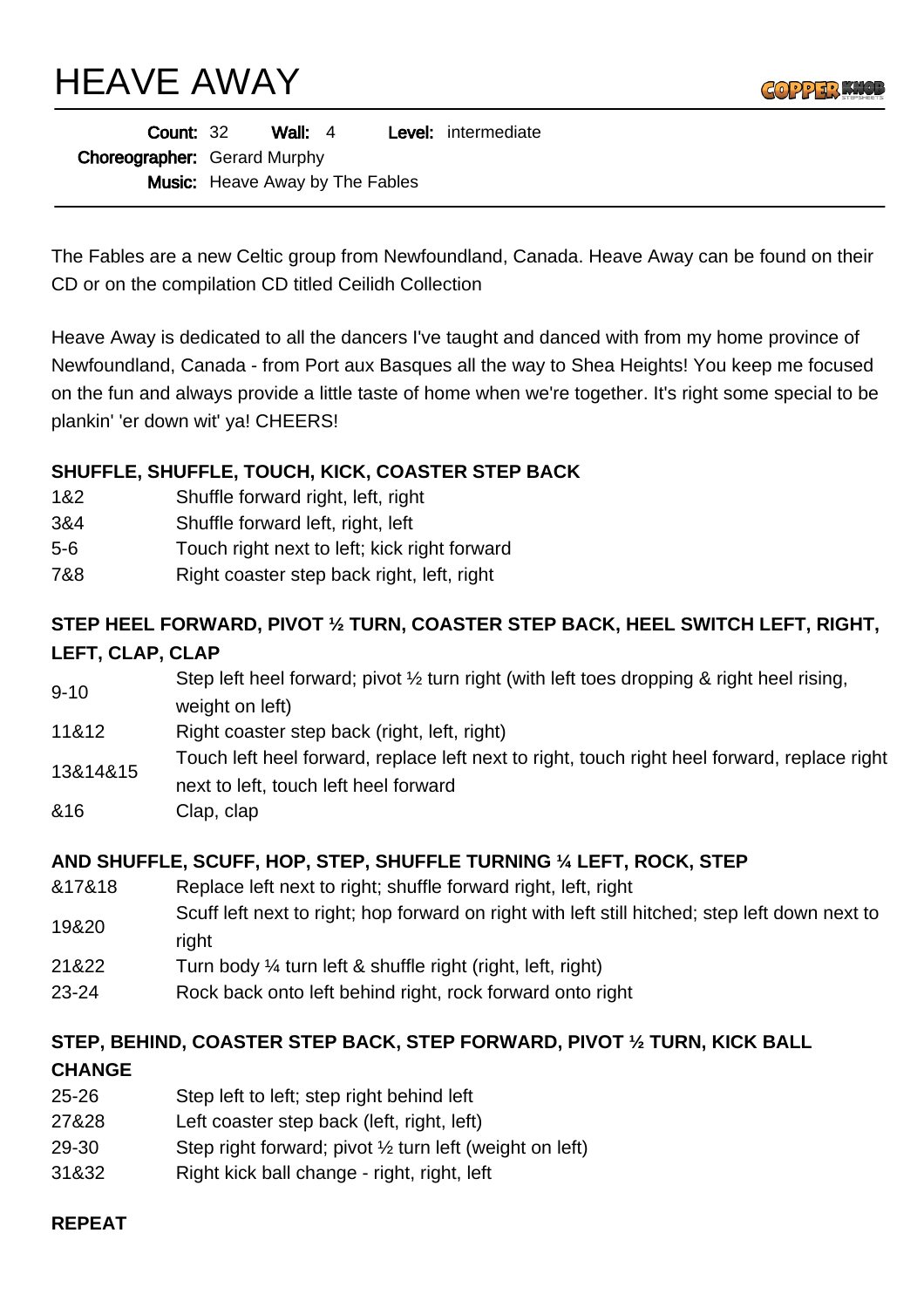# HEAVE AWAY

**Count:** 32 **Wall:** 4 **Level:** intermediate

**Choreographer:** Gerard Murphy

**Music:** Heave Away by The Fables

The Fables are a new Celtic group from Newfoundland, Canada. Heave Away can be found on their CD or on the compilation CD titled Ceilidh Collection

Heave Away is dedicated to all the dancers I've taught and danced with from my home province of Newfoundland, Canada - from Port aux Basques all the way to Shea Heights! You keep me focused on the fun and always provide a little taste of home when we're together. It's right some special to be plankin' 'er down wit' ya! CHEERS!

**SHUFFLE, SHUFFLE, TOUCH, KICK, COASTER STEP BACK**

| | |
|---|---|
| 1&2 | Shuffle forward right, left, right |
| 3&4 | Shuffle forward left, right, left |
| 5-6 | Touch right next to left; kick right forward |
| 7&8 | Right coaster step back right, left, right |

**STEP HEEL FORWARD, PIVOT ½ TURN, COASTER STEP BACK, HEEL SWITCH LEFT, RIGHT, LEFT, CLAP, CLAP**

| | |
|---|---|
| 9-10 | Step left heel forward; pivot ½ turn right (with left toes dropping & right heel rising, weight on left) |
| 11&12 | Right coaster step back (right, left, right) |
| 13&14&15 | Touch left heel forward, replace left next to right, touch right heel forward, replace right next to left, touch left heel forward |
| &16 | Clap, clap |

**AND SHUFFLE, SCUFF, HOP, STEP, SHUFFLE TURNING ¼ LEFT, ROCK, STEP**

| | |
|---|---|
| &17&18 | Replace left next to right; shuffle forward right, left, right |
| 19&20 | Scuff left next to right; hop forward on right with left still hitched; step left down next to right |
| 21&22 | Turn body ¼ turn left & shuffle right (right, left, right) |
| 23-24 | Rock back onto left behind right, rock forward onto right |

**STEP, BEHIND, COASTER STEP BACK, STEP FORWARD, PIVOT ½ TURN, KICK BALL CHANGE**

| | |
|---|---|
| 25-26 | Step left to left; step right behind left |
| 27&28 | Left coaster step back (left, right, left) |
| 29-30 | Step right forward; pivot ½ turn left (weight on left) |
| 31&32 | Right kick ball change - right, right, left |

**REPEAT**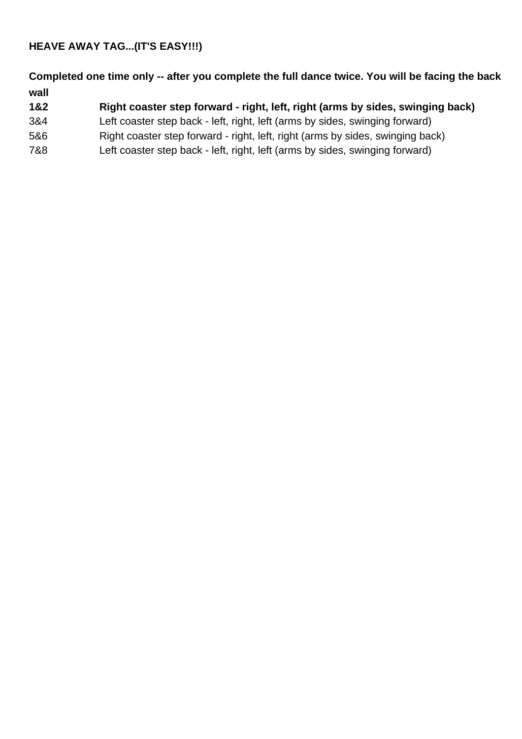**HEAVE AWAY TAG...(IT'S EASY!!!)**

**Completed one time only -- after you complete the full dance twice. You will be facing the back wall**

| | |
|---|---|
| **1&2** | **Right coaster step forward - right, left, right (arms by sides, swinging back)** |
| 3&4 | Left coaster step back - left, right, left (arms by sides, swinging forward) |
| 5&6 | Right coaster step forward - right, left, right (arms by sides, swinging back) |
| 7&8 | Left coaster step back - left, right, left (arms by sides, swinging forward) |